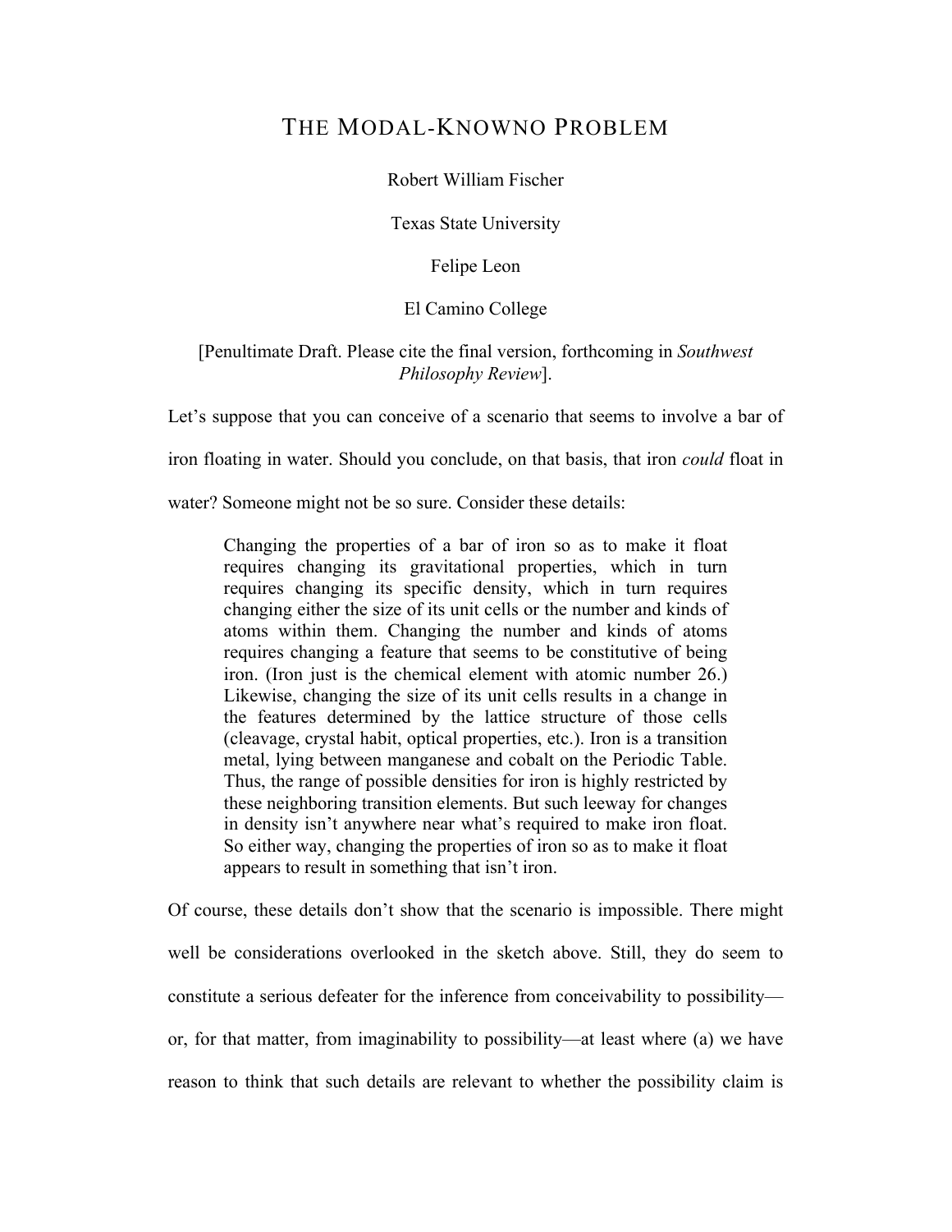# THE MODAL-KNOWNO PROBLEM

Robert William Fischer

Texas State University

Felipe Leon

El Camino College

[Penultimate Draft. Please cite the final version, forthcoming in *Southwest Philosophy Review*].

Let's suppose that you can conceive of a scenario that seems to involve a bar of iron floating in water. Should you conclude, on that basis, that iron *could* float in water? Someone might not be so sure. Consider these details:

> Changing the properties of a bar of iron so as to make it float requires changing its gravitational properties, which in turn requires changing its specific density, which in turn requires changing either the size of its unit cells or the number and kinds of atoms within them. Changing the number and kinds of atoms requires changing a feature that seems to be constitutive of being iron. (Iron just is the chemical element with atomic number 26.) Likewise, changing the size of its unit cells results in a change in the features determined by the lattice structure of those cells (cleavage, crystal habit, optical properties, etc.). Iron is a transition metal, lying between manganese and cobalt on the Periodic Table. Thus, the range of possible densities for iron is highly restricted by these neighboring transition elements. But such leeway for changes in density isn't anywhere near what's required to make iron float. So either way, changing the properties of iron so as to make it float appears to result in something that isn't iron.

Of course, these details don't show that the scenario is impossible. There might well be considerations overlooked in the sketch above. Still, they do seem to constitute a serious defeater for the inference from conceivability to possibility—or, for that matter, from imaginability to possibility—at least where (a) we have reason to think that such details are relevant to whether the possibility claim is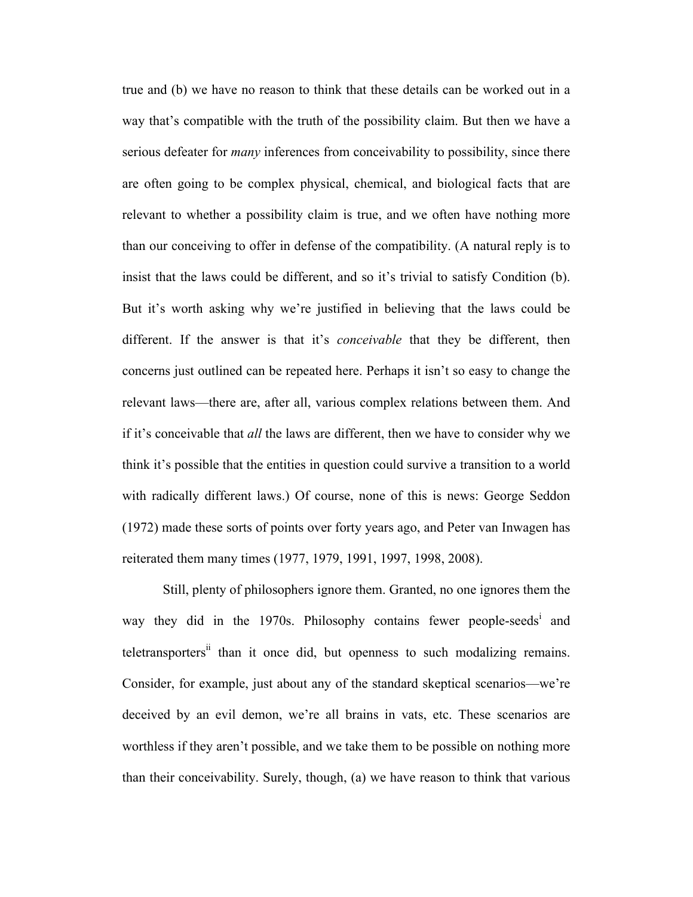true and (b) we have no reason to think that these details can be worked out in a way that's compatible with the truth of the possibility claim. But then we have a serious defeater for *many* inferences from conceivability to possibility, since there are often going to be complex physical, chemical, and biological facts that are relevant to whether a possibility claim is true, and we often have nothing more than our conceiving to offer in defense of the compatibility. (A natural reply is to insist that the laws could be different, and so it's trivial to satisfy Condition (b). But it's worth asking why we're justified in believing that the laws could be different. If the answer is that it's *conceivable* that they be different, then concerns just outlined can be repeated here. Perhaps it isn't so easy to change the relevant laws—there are, after all, various complex relations between them. And if it's conceivable that *all* the laws are different, then we have to consider why we think it's possible that the entities in question could survive a transition to a world with radically different laws.) Of course, none of this is news: George Seddon (1972) made these sorts of points over forty years ago, and Peter van Inwagen has reiterated them many times (1977, 1979, 1991, 1997, 1998, 2008).

Still, plenty of philosophers ignore them. Granted, no one ignores them the way they did in the 1970s. Philosophy contains fewer people-seeds[i] and teletransporters[ii] than it once did, but openness to such modalizing remains. Consider, for example, just about any of the standard skeptical scenarios—we're deceived by an evil demon, we're all brains in vats, etc. These scenarios are worthless if they aren't possible, and we take them to be possible on nothing more than their conceivability. Surely, though, (a) we have reason to think that various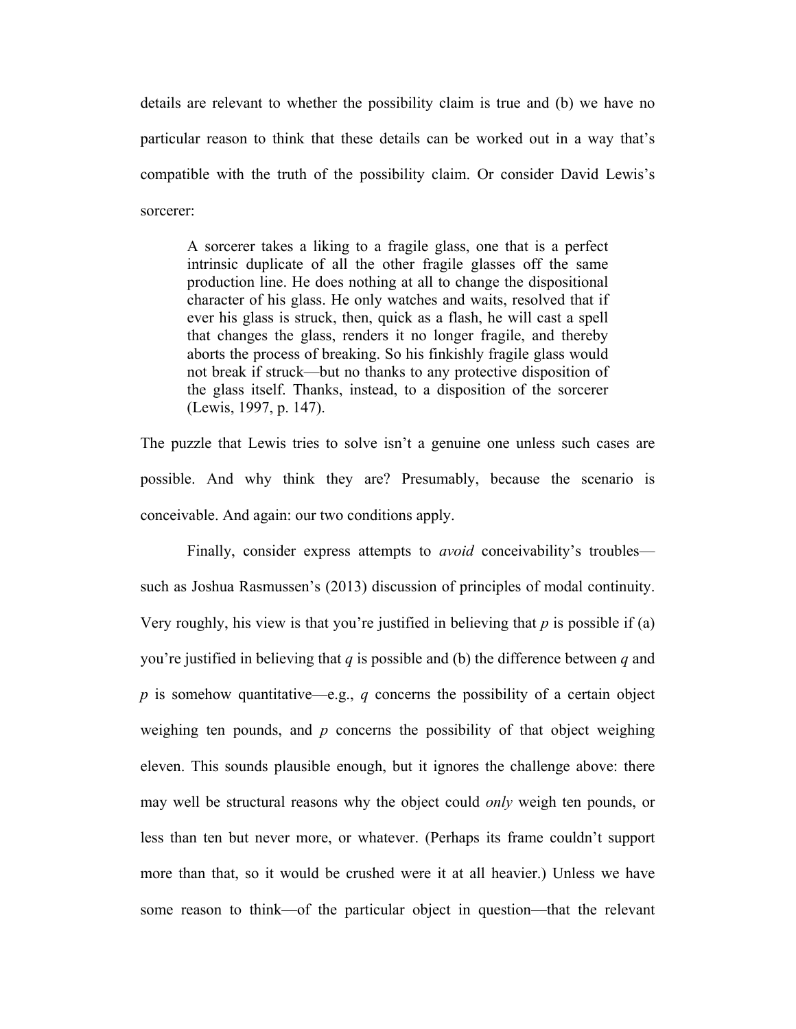details are relevant to whether the possibility claim is true and (b) we have no particular reason to think that these details can be worked out in a way that's compatible with the truth of the possibility claim. Or consider David Lewis's sorcerer:

> A sorcerer takes a liking to a fragile glass, one that is a perfect intrinsic duplicate of all the other fragile glasses off the same production line. He does nothing at all to change the dispositional character of his glass. He only watches and waits, resolved that if ever his glass is struck, then, quick as a flash, he will cast a spell that changes the glass, renders it no longer fragile, and thereby aborts the process of breaking. So his finkishly fragile glass would not break if struck—but no thanks to any protective disposition of the glass itself. Thanks, instead, to a disposition of the sorcerer (Lewis, 1997, p. 147).

The puzzle that Lewis tries to solve isn't a genuine one unless such cases are possible. And why think they are? Presumably, because the scenario is conceivable. And again: our two conditions apply.

Finally, consider express attempts to *avoid* conceivability's troubles—such as Joshua Rasmussen's (2013) discussion of principles of modal continuity. Very roughly, his view is that you're justified in believing that *p* is possible if (a) you're justified in believing that *q* is possible and (b) the difference between *q* and *p* is somehow quantitative—e.g., *q* concerns the possibility of a certain object weighing ten pounds, and *p* concerns the possibility of that object weighing eleven. This sounds plausible enough, but it ignores the challenge above: there may well be structural reasons why the object could *only* weigh ten pounds, or less than ten but never more, or whatever. (Perhaps its frame couldn't support more than that, so it would be crushed were it at all heavier.) Unless we have some reason to think—of the particular object in question—that the relevant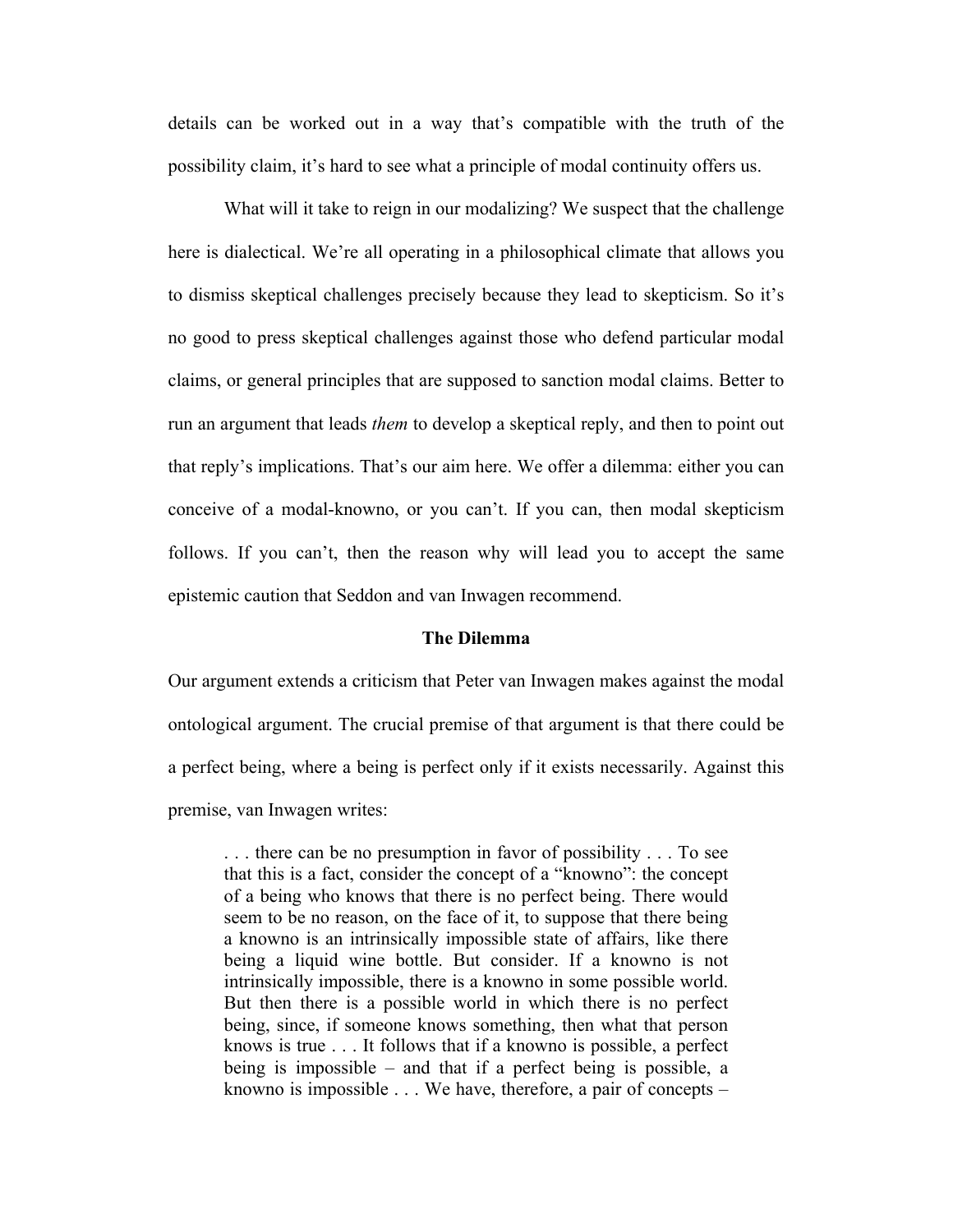details can be worked out in a way that's compatible with the truth of the possibility claim, it's hard to see what a principle of modal continuity offers us.

What will it take to reign in our modalizing? We suspect that the challenge here is dialectical. We're all operating in a philosophical climate that allows you to dismiss skeptical challenges precisely because they lead to skepticism. So it's no good to press skeptical challenges against those who defend particular modal claims, or general principles that are supposed to sanction modal claims. Better to run an argument that leads *them* to develop a skeptical reply, and then to point out that reply's implications. That's our aim here. We offer a dilemma: either you can conceive of a modal-knowno, or you can't. If you can, then modal skepticism follows. If you can't, then the reason why will lead you to accept the same epistemic caution that Seddon and van Inwagen recommend.

## The Dilemma

Our argument extends a criticism that Peter van Inwagen makes against the modal ontological argument. The crucial premise of that argument is that there could be a perfect being, where a being is perfect only if it exists necessarily. Against this premise, van Inwagen writes:

> . . . there can be no presumption in favor of possibility . . . To see that this is a fact, consider the concept of a "knowno": the concept of a being who knows that there is no perfect being. There would seem to be no reason, on the face of it, to suppose that there being a knowno is an intrinsically impossible state of affairs, like there being a liquid wine bottle. But consider. If a knowno is not intrinsically impossible, there is a knowno in some possible world. But then there is a possible world in which there is no perfect being, since, if someone knows something, then what that person knows is true . . . It follows that if a knowno is possible, a perfect being is impossible – and that if a perfect being is possible, a knowno is impossible . . . We have, therefore, a pair of concepts –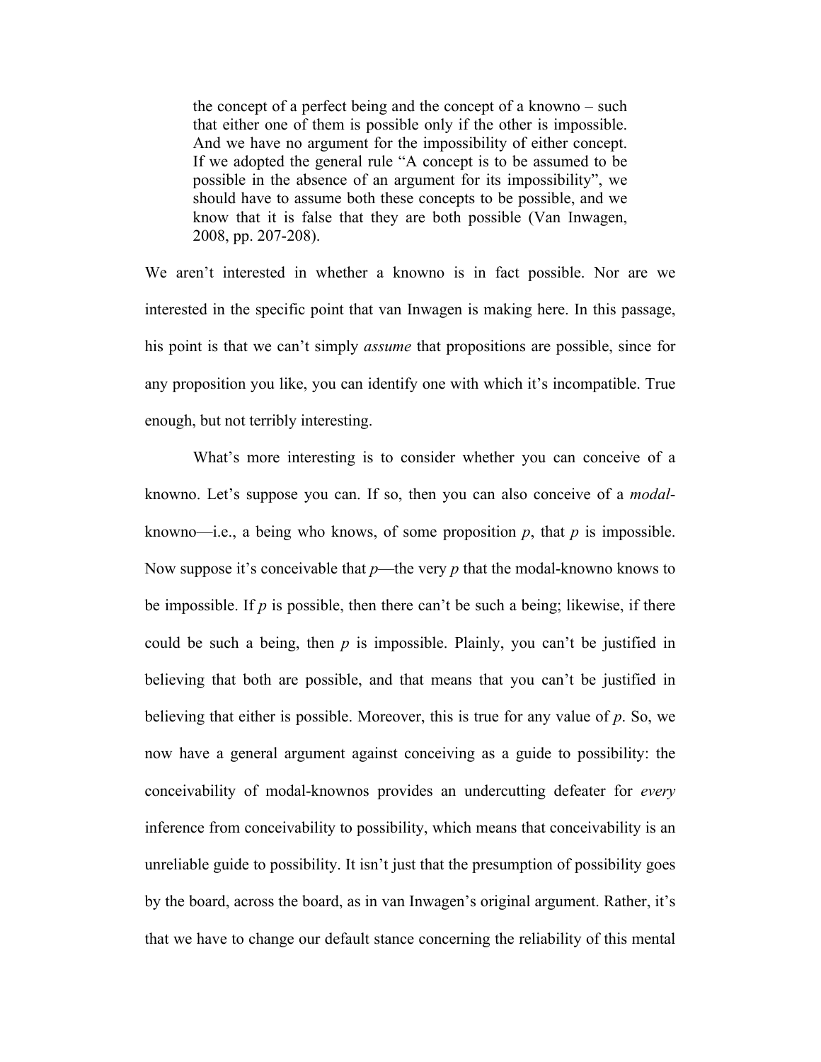> the concept of a perfect being and the concept of a knowno – such that either one of them is possible only if the other is impossible. And we have no argument for the impossibility of either concept. If we adopted the general rule "A concept is to be assumed to be possible in the absence of an argument for its impossibility", we should have to assume both these concepts to be possible, and we know that it is false that they are both possible (Van Inwagen, 2008, pp. 207-208).

We aren't interested in whether a knowno is in fact possible. Nor are we interested in the specific point that van Inwagen is making here. In this passage, his point is that we can't simply *assume* that propositions are possible, since for any proposition you like, you can identify one with which it's incompatible. True enough, but not terribly interesting.

What's more interesting is to consider whether you can conceive of a knowno. Let's suppose you can. If so, then you can also conceive of a *modal*-knowno—i.e., a being who knows, of some proposition *p*, that *p* is impossible. Now suppose it's conceivable that *p*—the very *p* that the modal-knowno knows to be impossible. If *p* is possible, then there can't be such a being; likewise, if there could be such a being, then *p* is impossible. Plainly, you can't be justified in believing that both are possible, and that means that you can't be justified in believing that either is possible. Moreover, this is true for any value of *p*. So, we now have a general argument against conceiving as a guide to possibility: the conceivability of modal-knownos provides an undercutting defeater for *every* inference from conceivability to possibility, which means that conceivability is an unreliable guide to possibility. It isn't just that the presumption of possibility goes by the board, across the board, as in van Inwagen's original argument. Rather, it's that we have to change our default stance concerning the reliability of this mental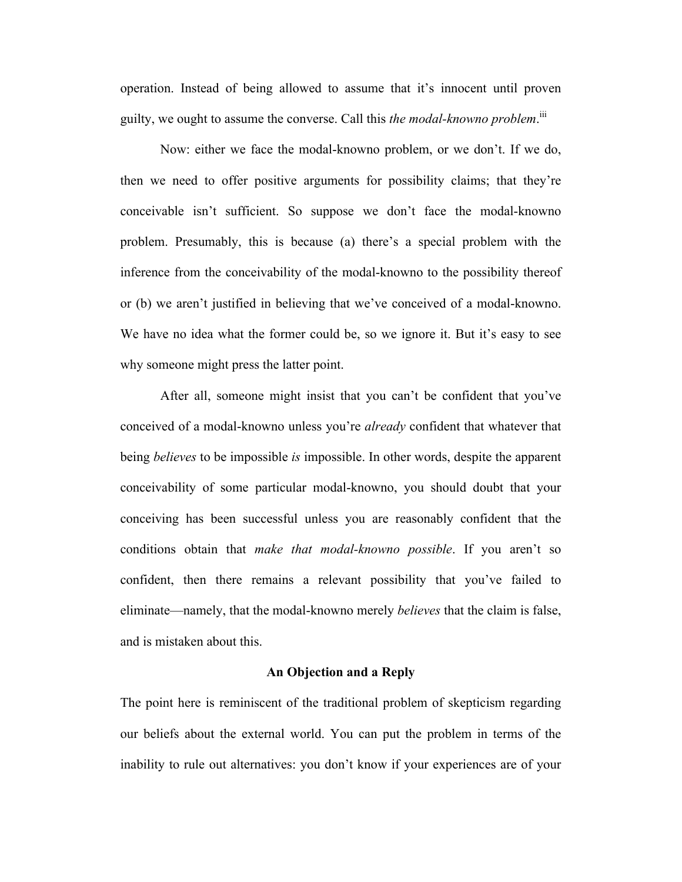operation. Instead of being allowed to assume that it's innocent until proven guilty, we ought to assume the converse. Call this *the modal-knowno problem*.[iii]

Now: either we face the modal-knowno problem, or we don't. If we do, then we need to offer positive arguments for possibility claims; that they're conceivable isn't sufficient. So suppose we don't face the modal-knowno problem. Presumably, this is because (a) there's a special problem with the inference from the conceivability of the modal-knowno to the possibility thereof or (b) we aren't justified in believing that we've conceived of a modal-knowno. We have no idea what the former could be, so we ignore it. But it's easy to see why someone might press the latter point.

After all, someone might insist that you can't be confident that you've conceived of a modal-knowno unless you're *already* confident that whatever that being *believes* to be impossible *is* impossible. In other words, despite the apparent conceivability of some particular modal-knowno, you should doubt that your conceiving has been successful unless you are reasonably confident that the conditions obtain that *make that modal-knowno possible*. If you aren't so confident, then there remains a relevant possibility that you've failed to eliminate—namely, that the modal-knowno merely *believes* that the claim is false, and is mistaken about this.

### An Objection and a Reply

The point here is reminiscent of the traditional problem of skepticism regarding our beliefs about the external world. You can put the problem in terms of the inability to rule out alternatives: you don't know if your experiences are of your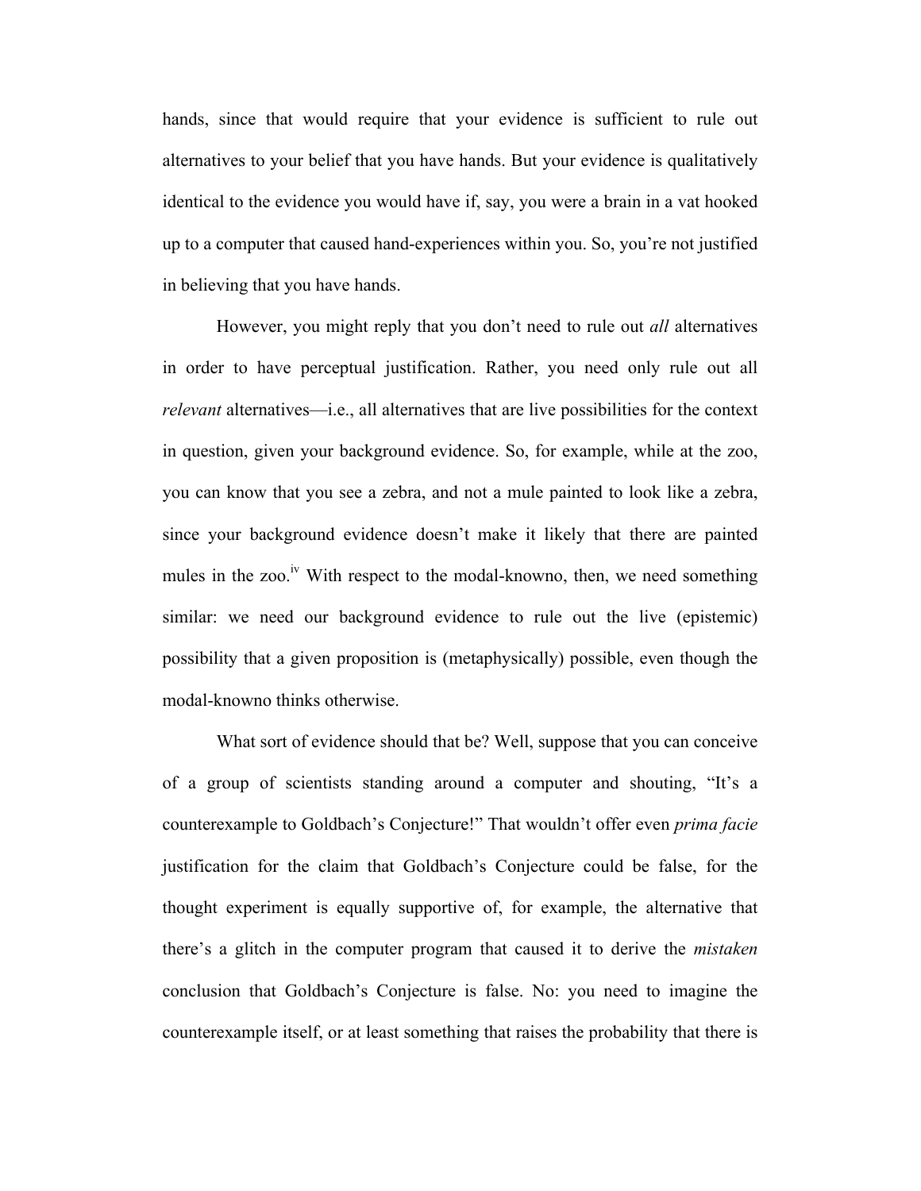hands, since that would require that your evidence is sufficient to rule out alternatives to your belief that you have hands. But your evidence is qualitatively identical to the evidence you would have if, say, you were a brain in a vat hooked up to a computer that caused hand-experiences within you. So, you're not justified in believing that you have hands.

However, you might reply that you don't need to rule out *all* alternatives in order to have perceptual justification. Rather, you need only rule out all *relevant* alternatives—i.e., all alternatives that are live possibilities for the context in question, given your background evidence. So, for example, while at the zoo, you can know that you see a zebra, and not a mule painted to look like a zebra, since your background evidence doesn't make it likely that there are painted mules in the zoo.[iv] With respect to the modal-knowno, then, we need something similar: we need our background evidence to rule out the live (epistemic) possibility that a given proposition is (metaphysically) possible, even though the modal-knowno thinks otherwise.

What sort of evidence should that be? Well, suppose that you can conceive of a group of scientists standing around a computer and shouting, "It's a counterexample to Goldbach's Conjecture!" That wouldn't offer even *prima facie* justification for the claim that Goldbach's Conjecture could be false, for the thought experiment is equally supportive of, for example, the alternative that there's a glitch in the computer program that caused it to derive the *mistaken* conclusion that Goldbach's Conjecture is false. No: you need to imagine the counterexample itself, or at least something that raises the probability that there is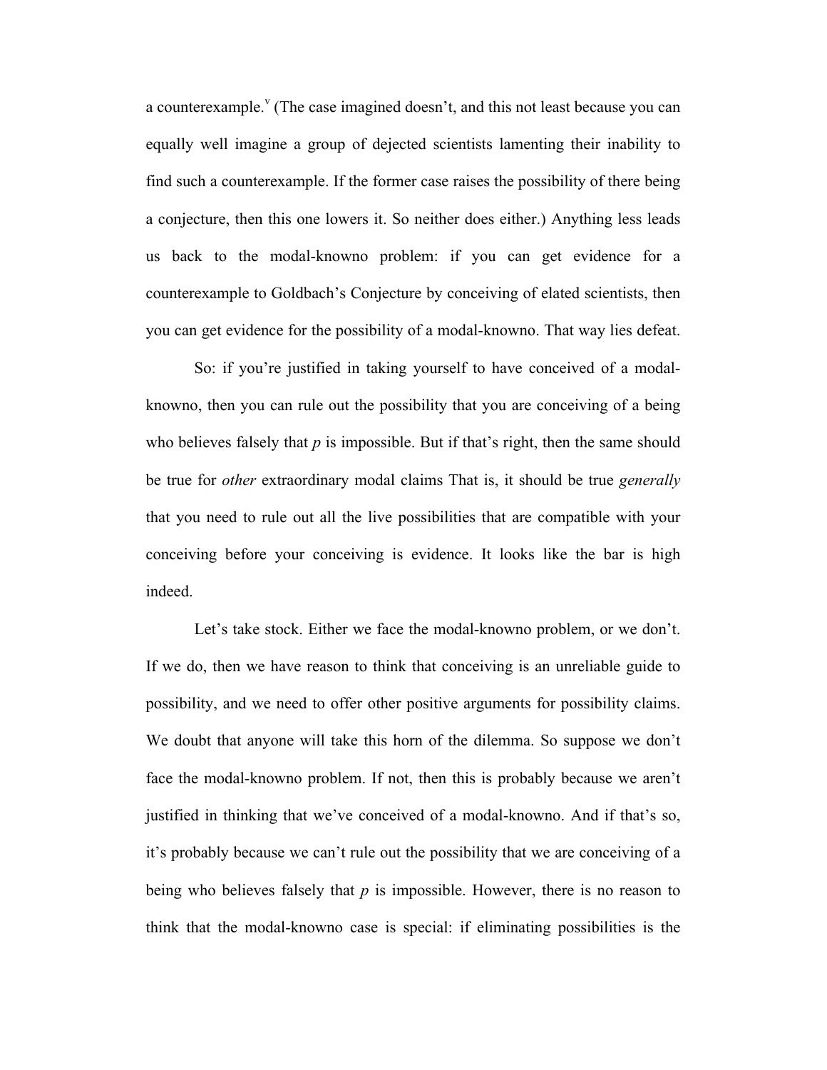a counterexample.[v] (The case imagined doesn't, and this not least because you can equally well imagine a group of dejected scientists lamenting their inability to find such a counterexample. If the former case raises the possibility of there being a conjecture, then this one lowers it. So neither does either.) Anything less leads us back to the modal-knowno problem: if you can get evidence for a counterexample to Goldbach's Conjecture by conceiving of elated scientists, then you can get evidence for the possibility of a modal-knowno. That way lies defeat.

So: if you're justified in taking yourself to have conceived of a modal-knowno, then you can rule out the possibility that you are conceiving of a being who believes falsely that *p* is impossible. But if that's right, then the same should be true for *other* extraordinary modal claims That is, it should be true *generally* that you need to rule out all the live possibilities that are compatible with your conceiving before your conceiving is evidence. It looks like the bar is high indeed.

Let's take stock. Either we face the modal-knowno problem, or we don't. If we do, then we have reason to think that conceiving is an unreliable guide to possibility, and we need to offer other positive arguments for possibility claims. We doubt that anyone will take this horn of the dilemma. So suppose we don't face the modal-knowno problem. If not, then this is probably because we aren't justified in thinking that we've conceived of a modal-knowno. And if that's so, it's probably because we can't rule out the possibility that we are conceiving of a being who believes falsely that *p* is impossible. However, there is no reason to think that the modal-knowno case is special: if eliminating possibilities is the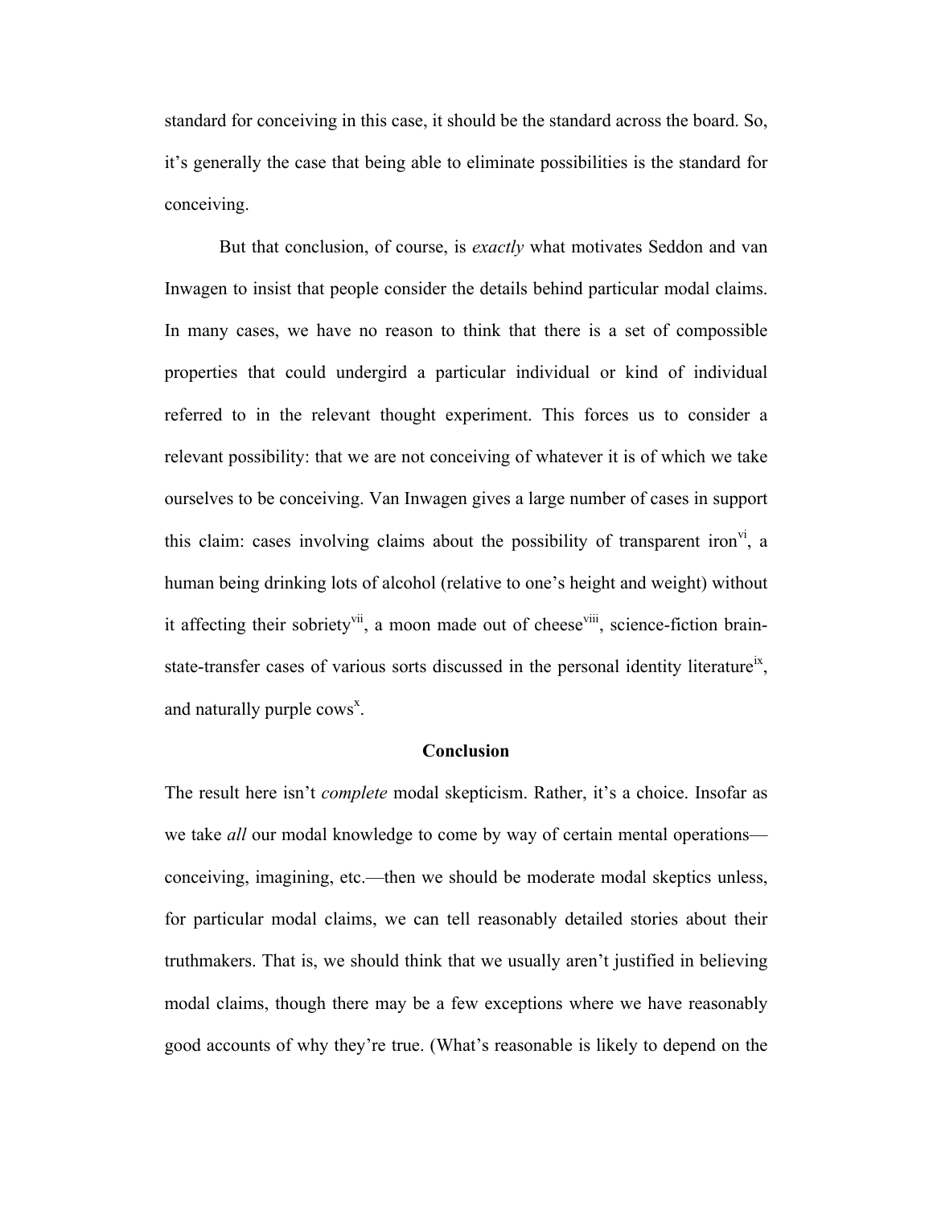standard for conceiving in this case, it should be the standard across the board. So, it's generally the case that being able to eliminate possibilities is the standard for conceiving.

But that conclusion, of course, is *exactly* what motivates Seddon and van Inwagen to insist that people consider the details behind particular modal claims. In many cases, we have no reason to think that there is a set of compossible properties that could undergird a particular individual or kind of individual referred to in the relevant thought experiment. This forces us to consider a relevant possibility: that we are not conceiving of whatever it is of which we take ourselves to be conceiving. Van Inwagen gives a large number of cases in support this claim: cases involving claims about the possibility of transparent iron[vi], a human being drinking lots of alcohol (relative to one's height and weight) without it affecting their sobriety[vii], a moon made out of cheese[viii], science-fiction brain-state-transfer cases of various sorts discussed in the personal identity literature[ix], and naturally purple cows[x].

## Conclusion

The result here isn't *complete* modal skepticism. Rather, it's a choice. Insofar as we take *all* our modal knowledge to come by way of certain mental operations—conceiving, imagining, etc.—then we should be moderate modal skeptics unless, for particular modal claims, we can tell reasonably detailed stories about their truthmakers. That is, we should think that we usually aren't justified in believing modal claims, though there may be a few exceptions where we have reasonably good accounts of why they're true. (What's reasonable is likely to depend on the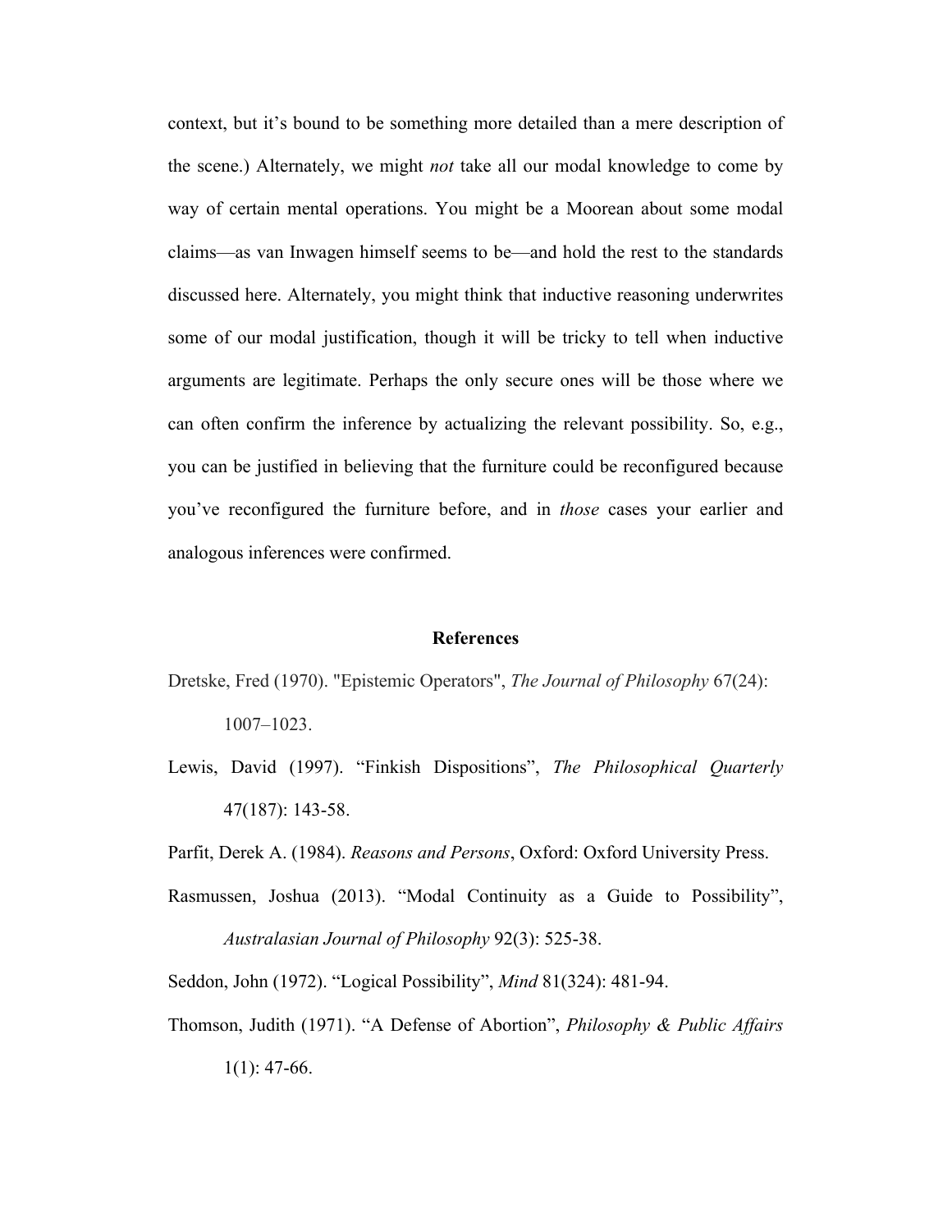context, but it's bound to be something more detailed than a mere description of the scene.) Alternately, we might *not* take all our modal knowledge to come by way of certain mental operations. You might be a Moorean about some modal claims—as van Inwagen himself seems to be—and hold the rest to the standards discussed here. Alternately, you might think that inductive reasoning underwrites some of our modal justification, though it will be tricky to tell when inductive arguments are legitimate. Perhaps the only secure ones will be those where we can often confirm the inference by actualizing the relevant possibility. So, e.g., you can be justified in believing that the furniture could be reconfigured because you've reconfigured the furniture before, and in *those* cases your earlier and analogous inferences were confirmed.

## References

Dretske, Fred (1970). "Epistemic Operators", *The Journal of Philosophy* 67(24): 1007–1023.

Lewis, David (1997). "Finkish Dispositions", *The Philosophical Quarterly* 47(187): 143-58.

Parfit, Derek A. (1984). *Reasons and Persons*, Oxford: Oxford University Press.

Rasmussen, Joshua (2013). "Modal Continuity as a Guide to Possibility", *Australasian Journal of Philosophy* 92(3): 525-38.

Seddon, John (1972). "Logical Possibility", *Mind* 81(324): 481-94.

Thomson, Judith (1971). "A Defense of Abortion", *Philosophy & Public Affairs* 1(1): 47-66.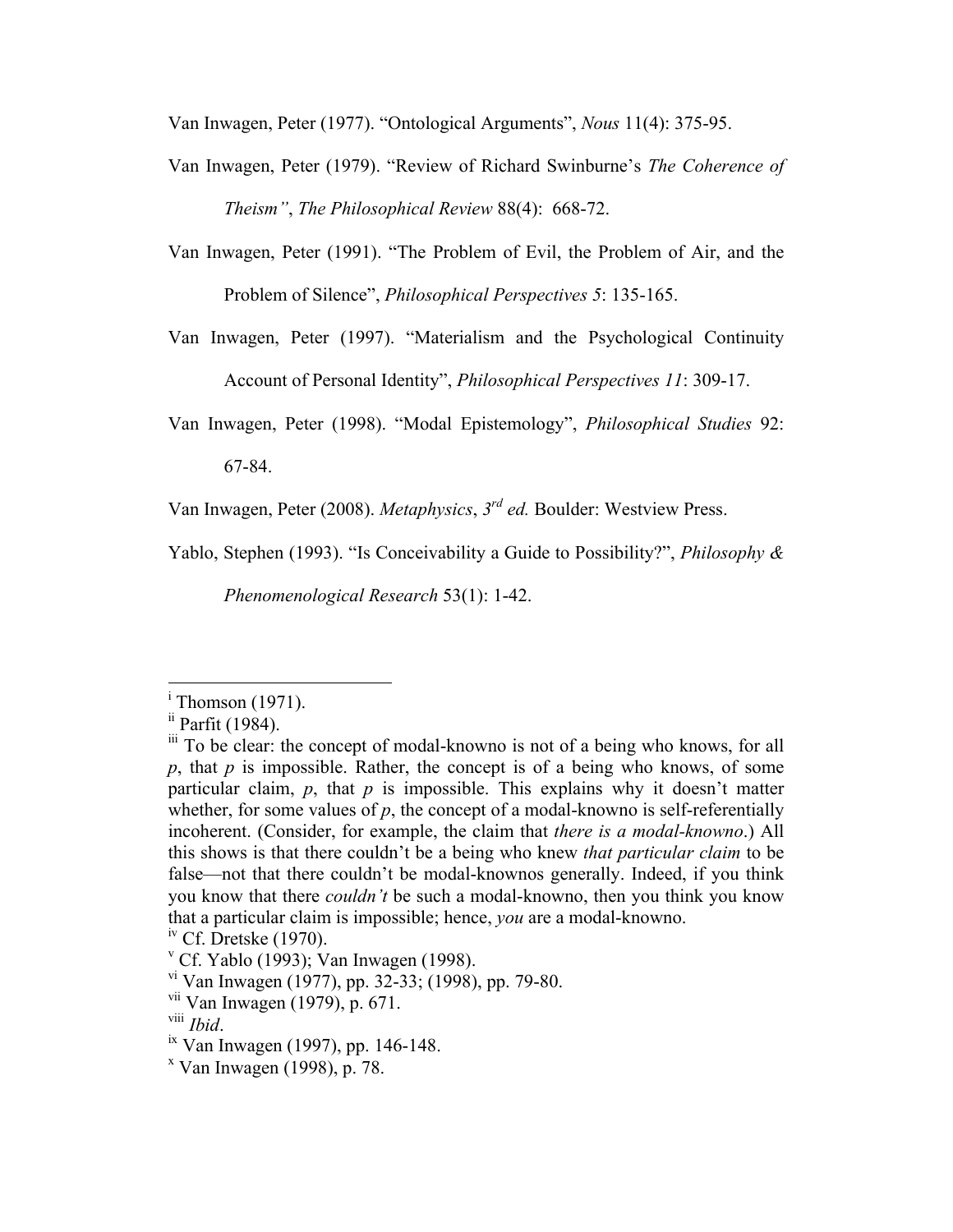Van Inwagen, Peter (1977). "Ontological Arguments", *Nous* 11(4): 375-95.

Van Inwagen, Peter (1979). "Review of Richard Swinburne's *The Coherence of Theism"*, *The Philosophical Review* 88(4): 668-72.

Van Inwagen, Peter (1991). "The Problem of Evil, the Problem of Air, and the Problem of Silence", *Philosophical Perspectives 5*: 135-165.

Van Inwagen, Peter (1997). "Materialism and the Psychological Continuity Account of Personal Identity", *Philosophical Perspectives 11*: 309-17.

Van Inwagen, Peter (1998). "Modal Epistemology", *Philosophical Studies* 92: 67-84.

Van Inwagen, Peter (2008). *Metaphysics*, *3rd ed.* Boulder: Westview Press.

Yablo, Stephen (1993). "Is Conceivability a Guide to Possibility?", *Philosophy & Phenomenological Research* 53(1): 1-42.

---

[i] Thomson (1971).

[ii] Parfit (1984).

[iii] To be clear: the concept of modal-knowno is not of a being who knows, for all *p*, that *p* is impossible. Rather, the concept is of a being who knows, of some particular claim, *p*, that *p* is impossible. This explains why it doesn't matter whether, for some values of *p*, the concept of a modal-knowno is self-referentially incoherent. (Consider, for example, the claim that *there is a modal-knowno*.) All this shows is that there couldn't be a being who knew *that particular claim* to be false—not that there couldn't be modal-knownos generally. Indeed, if you think you know that there *couldn't* be such a modal-knowno, then you think you know that a particular claim is impossible; hence, *you* are a modal-knowno.

[iv] Cf. Dretske (1970).

[v] Cf. Yablo (1993); Van Inwagen (1998).

[vi] Van Inwagen (1977), pp. 32-33; (1998), pp. 79-80.

[vii] Van Inwagen (1979), p. 671.

[viii] *Ibid*.

[ix] Van Inwagen (1997), pp. 146-148.

[x] Van Inwagen (1998), p. 78.